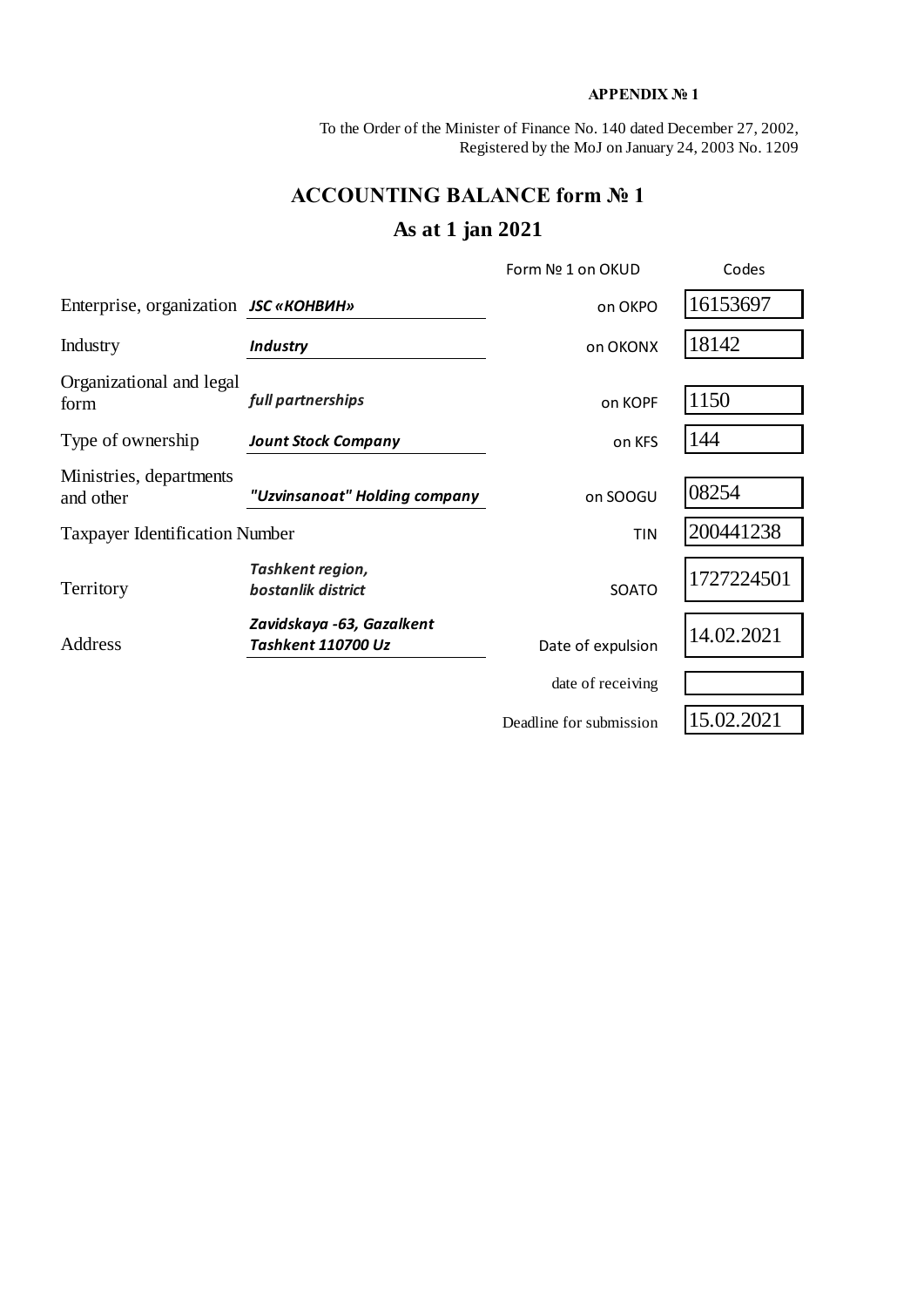**APPENDIX № 1**

To the Order of the Minister of Finance No. 140 dated December 27, 2002,
Registered by the MoJ on January 24, 2003 No. 1209

# ACCOUNTING BALANCE form № 1

## As at 1 jan 2021

| | | Form № 1 on OKUD | Codes |
|---|---|---|---|
| Enterprise, organization | ***JSC «КОНВИН»*** | on OKPO | 16153697 |
| Industry | ***Industry*** | on OKONX | 18142 |
| Organizational and legal form | ***full partnerships*** | on KOPF | 1150 |
| Type of ownership | ***Jount Stock Company*** | on KFS | 144 |
| Ministries, departments and other | ***"Uzvinsanoat" Holding company*** | on SOOGU | 08254 |
| Taxpayer Identification Number | | TIN | 200441238 |
| Territory | ***Tashkent region, bostanlik district*** | SOATO | 1727224501 |
| Address | ***Zavidskaya -63, Gazalkent Tashkent 110700 Uz*** | Date of expulsion | 14.02.2021 |
| | | date of receiving | |
| | | Deadline for submission | 15.02.2021 |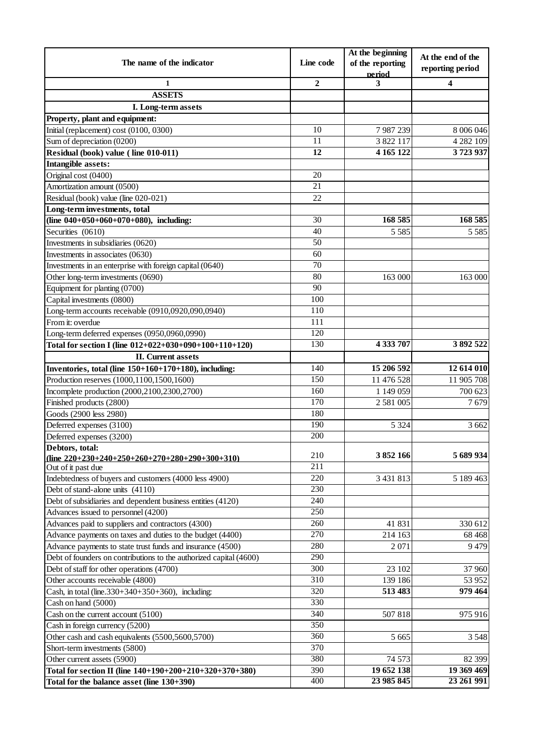| The name of the indicator | Line code | At the beginning of the reporting period | At the end of the reporting period |
|---|---|---|---|
| 1 | 2 | 3 | 4 |
| **ASSETS** | | | |
| **I. Long-term assets** | | | |
| **Property, plant and equipment:** | | | |
| Initial (replacement) cost (0100, 0300) | 10 | 7 987 239 | 8 006 046 |
| Sum of depreciation (0200) | 11 | 3 822 117 | 4 282 109 |
| **Residual (book) value ( line 010-011)** | **12** | **4 165 122** | **3 723 937** |
| **Intangible assets:** | | | |
| Original cost (0400) | 20 | | |
| Amortization amount (0500) | 21 | | |
| Residual (book) value (line 020-021) | 22 | | |
| **Long-term investments, total (line 040+050+060+070+080), including:** | 30 | **168 585** | **168 585** |
| Securities (0610) | 40 | 5 585 | 5 585 |
| Investments in subsidiaries (0620) | 50 | | |
| Investments in associates (0630) | 60 | | |
| Investments in an enterprise with foreign capital (0640) | 70 | | |
| Other long-term investments (0690) | 80 | 163 000 | 163 000 |
| Equipment for planting (0700) | 90 | | |
| Capital investments (0800) | 100 | | |
| Long-term accounts receivable (0910,0920,090,0940) | 110 | | |
| From it: overdue | 111 | | |
| Long-term deferred expenses (0950,0960,0990) | 120 | | |
| **Total for section I (line 012+022+030+090+100+110+120)** | 130 | **4 333 707** | **3 892 522** |
| **II. Current assets** | | | |
| **Inventories, total (line 150+160+170+180), including:** | 140 | **15 206 592** | **12 614 010** |
| Production reserves (1000,1100,1500,1600) | 150 | 11 476 528 | 11 905 708 |
| Incomplete production (2000,2100,2300,2700) | 160 | 1 149 059 | 700 623 |
| Finished products (2800) | 170 | 2 581 005 | 7 679 |
| Goods (2900 less 2980) | 180 | | |
| Deferred expenses (3100) | 190 | 5 324 | 3 662 |
| Deferred expenses (3200) | 200 | | |
| **Debtors, total: (line 220+230+240+250+260+270+280+290+300+310)** | 210 | **3 852 166** | **5 689 934** |
| Out of it past due | 211 | | |
| Indebtedness of buyers and customers (4000 less 4900) | 220 | 3 431 813 | 5 189 463 |
| Debt of stand-alone units (4110) | 230 | | |
| Debt of subsidiaries and dependent business entities (4120) | 240 | | |
| Advances issued to personnel (4200) | 250 | | |
| Advances paid to suppliers and contractors (4300) | 260 | 41 831 | 330 612 |
| Advance payments on taxes and duties to the budget (4400) | 270 | 214 163 | 68 468 |
| Advance payments to state trust funds and insurance (4500) | 280 | 2 071 | 9 479 |
| Debt of founders on contributions to the authorized capital (4600) | 290 | | |
| Debt of staff for other operations (4700) | 300 | 23 102 | 37 960 |
| Other accounts receivable (4800) | 310 | 139 186 | 53 952 |
| Cash, in total (line.330+340+350+360), including: | 320 | **513 483** | **979 464** |
| Cash on hand (5000) | 330 | | |
| Cash on the current account (5100) | 340 | 507 818 | 975 916 |
| Cash in foreign currency (5200) | 350 | | |
| Other cash and cash equivalents (5500,5600,5700) | 360 | 5 665 | 3 548 |
| Short-term investments (5800) | 370 | | |
| Other current assets (5900) | 380 | 74 573 | 82 399 |
| **Total for section II (line 140+190+200+210+320+370+380)** | 390 | **19 652 138** | **19 369 469** |
| **Total for the balance asset (line 130+390)** | 400 | **23 985 845** | **23 261 991** |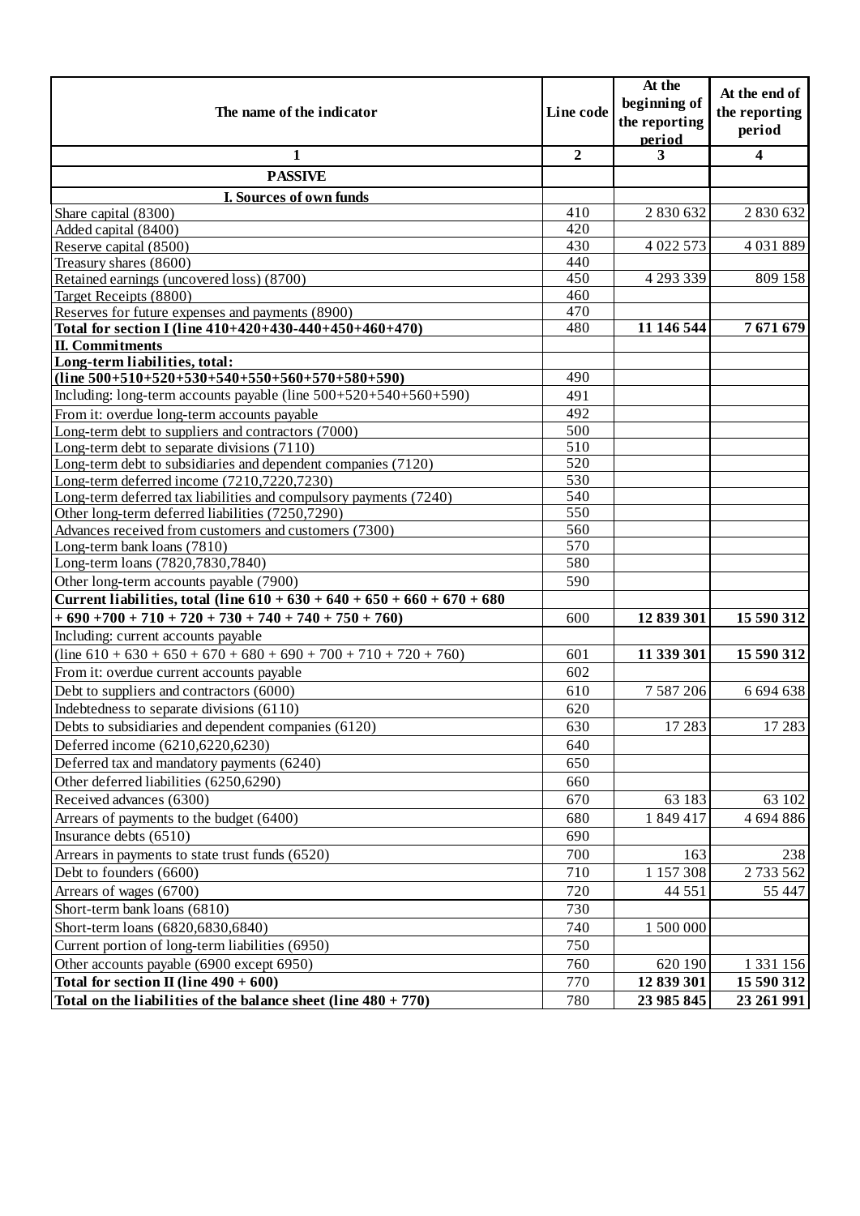| The name of the indicator | Line code | At the beginning of the reporting period | At the end of the reporting period |
|---|---|---|---|
| 1 | 2 | 3 | 4 |
| **PASSIVE** | | | |
| **I. Sources of own funds** | | | |
| Share capital (8300) | 410 | 2 830 632 | 2 830 632 |
| Added capital (8400) | 420 | | |
| Reserve capital (8500) | 430 | 4 022 573 | 4 031 889 |
| Treasury shares (8600) | 440 | | |
| Retained earnings (uncovered loss) (8700) | 450 | 4 293 339 | 809 158 |
| Target Receipts (8800) | 460 | | |
| Reserves for future expenses and payments (8900) | 470 | | |
| **Total for section I (line 410+420+430-440+450+460+470)** | 480 | **11 146 544** | **7 671 679** |
| **II. Commitments** | | | |
| **Long-term liabilities, total: (line 500+510+520+530+540+550+560+570+580+590)** | 490 | | |
| Including: long-term accounts payable (line 500+520+540+560+590) | 491 | | |
| From it: overdue long-term accounts payable | 492 | | |
| Long-term debt to suppliers and contractors (7000) | 500 | | |
| Long-term debt to separate divisions (7110) | 510 | | |
| Long-term debt to subsidiaries and dependent companies (7120) | 520 | | |
| Long-term deferred income (7210,7220,7230) | 530 | | |
| Long-term deferred tax liabilities and compulsory payments (7240) | 540 | | |
| Other long-term deferred liabilities (7250,7290) | 550 | | |
| Advances received from customers and customers (7300) | 560 | | |
| Long-term bank loans (7810) | 570 | | |
| Long-term loans (7820,7830,7840) | 580 | | |
| Other long-term accounts payable (7900) | 590 | | |
| **Current liabilities, total (line 610 + 630 + 640 + 650 + 660 + 670 + 680 + 690 +700 + 710 + 720 + 730 + 740 + 740 + 750 + 760)** | 600 | **12 839 301** | **15 590 312** |
| Including: current accounts payable (line 610 + 630 + 650 + 670 + 680 + 690 + 700 + 710 + 720 + 760) | 601 | **11 339 301** | **15 590 312** |
| From it: overdue current accounts payable | 602 | | |
| Debt to suppliers and contractors (6000) | 610 | 7 587 206 | 6 694 638 |
| Indebtedness to separate divisions (6110) | 620 | | |
| Debts to subsidiaries and dependent companies (6120) | 630 | 17 283 | 17 283 |
| Deferred income (6210,6220,6230) | 640 | | |
| Deferred tax and mandatory payments (6240) | 650 | | |
| Other deferred liabilities (6250,6290) | 660 | | |
| Received advances (6300) | 670 | 63 183 | 63 102 |
| Arrears of payments to the budget (6400) | 680 | 1 849 417 | 4 694 886 |
| Insurance debts (6510) | 690 | | |
| Arrears in payments to state trust funds (6520) | 700 | 163 | 238 |
| Debt to founders (6600) | 710 | 1 157 308 | 2 733 562 |
| Arrears of wages (6700) | 720 | 44 551 | 55 447 |
| Short-term bank loans (6810) | 730 | | |
| Short-term loans (6820,6830,6840) | 740 | 1 500 000 | |
| Current portion of long-term liabilities (6950) | 750 | | |
| Other accounts payable (6900 except 6950) | 760 | 620 190 | 1 331 156 |
| **Total for section II (line 490 + 600)** | 770 | **12 839 301** | **15 590 312** |
| **Total on the liabilities of the balance sheet (line 480 + 770)** | 780 | **23 985 845** | **23 261 991** |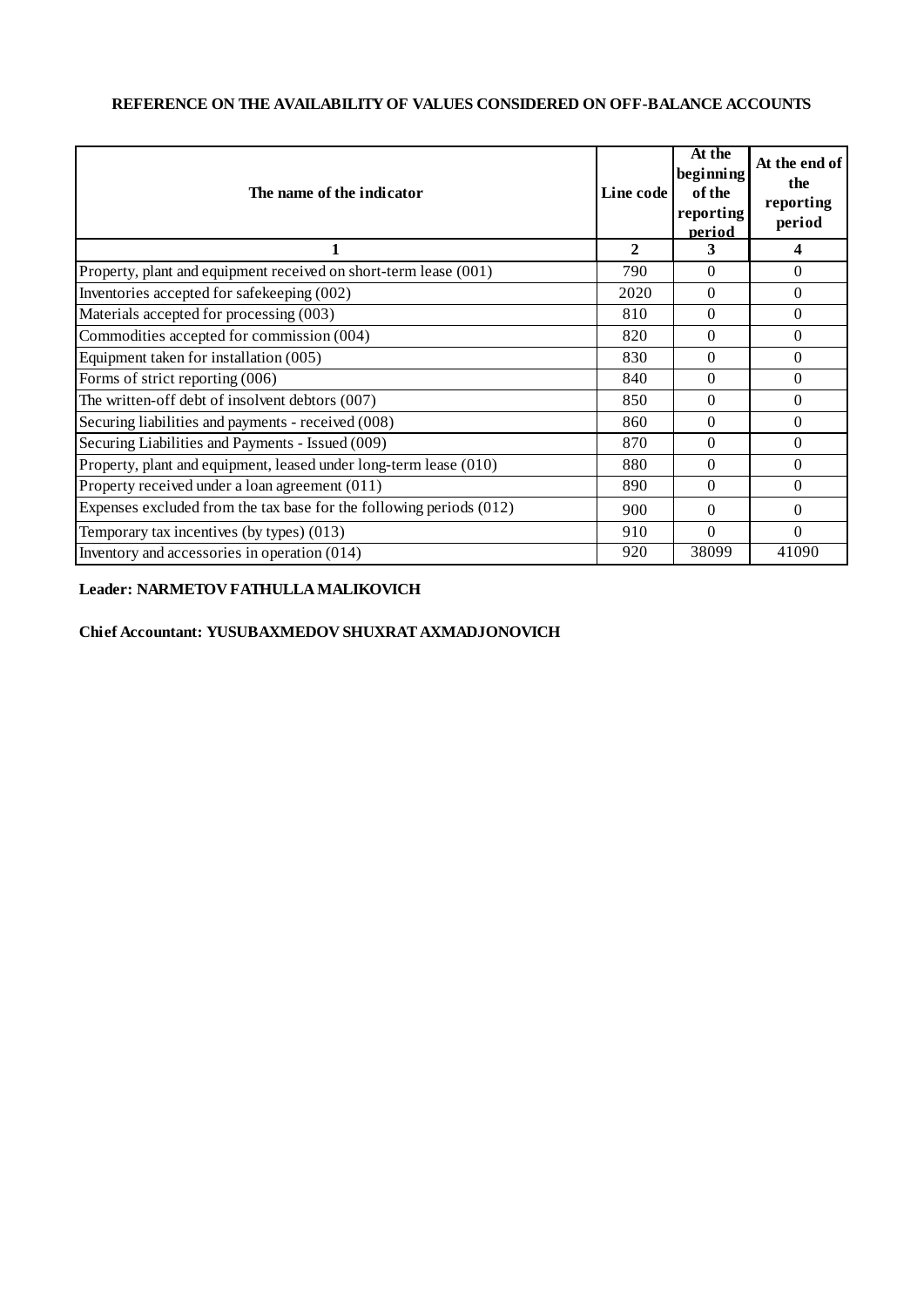**REFERENCE ON THE AVAILABILITY OF VALUES CONSIDERED ON OFF-BALANCE ACCOUNTS**

| The name of the indicator | Line code | At the beginning of the reporting period | At the end of the reporting period |
|---|---|---|---|
| 1 | 2 | 3 | 4 |
| Property, plant and equipment received on short-term lease (001) | 790 | 0 | 0 |
| Inventories accepted for safekeeping (002) | 2020 | 0 | 0 |
| Materials accepted for processing (003) | 810 | 0 | 0 |
| Commodities accepted for commission (004) | 820 | 0 | 0 |
| Equipment taken for installation (005) | 830 | 0 | 0 |
| Forms of strict reporting (006) | 840 | 0 | 0 |
| The written-off debt of insolvent debtors (007) | 850 | 0 | 0 |
| Securing liabilities and payments - received (008) | 860 | 0 | 0 |
| Securing Liabilities and Payments - Issued (009) | 870 | 0 | 0 |
| Property, plant and equipment, leased under long-term lease (010) | 880 | 0 | 0 |
| Property received under a loan agreement (011) | 890 | 0 | 0 |
| Expenses excluded from the tax base for the following periods (012) | 900 | 0 | 0 |
| Temporary tax incentives (by types) (013) | 910 | 0 | 0 |
| Inventory and accessories in operation (014) | 920 | 38099 | 41090 |

**Leader: NARMETOV FATHULLA MALIKOVICH**

**Chief Accountant: YUSUBAXMEDOV SHUXRAT AXMADJONOVICH**